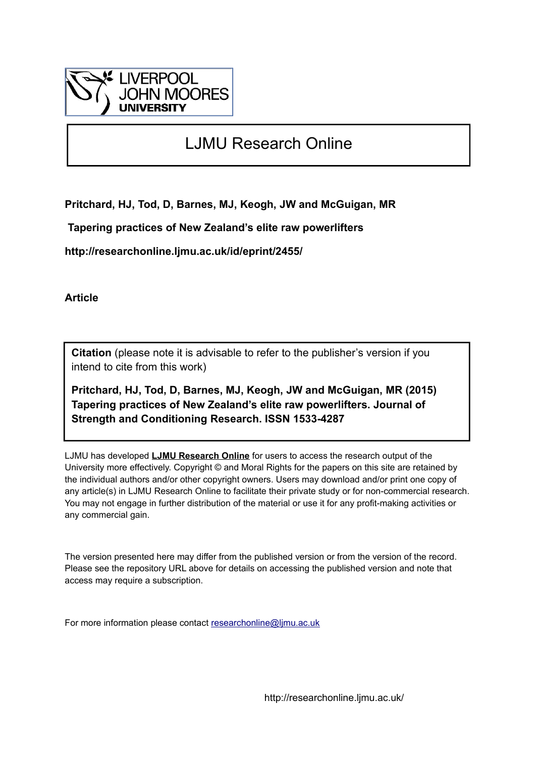LIVERPOOL JOHN MOORES UNIVERSITY

# LJMU Research Online

**Pritchard, HJ, Tod, D, Barnes, MJ, Keogh, JW and McGuigan, MR**

**Tapering practices of New Zealand's elite raw powerlifters**

**http://researchonline.ljmu.ac.uk/id/eprint/2455/**

**Article**

**Citation** (please note it is advisable to refer to the publisher's version if you intend to cite from this work)

**Pritchard, HJ, Tod, D, Barnes, MJ, Keogh, JW and McGuigan, MR (2015) Tapering practices of New Zealand's elite raw powerlifters. Journal of Strength and Conditioning Research. ISSN 1533-4287**

LJMU has developed **LJMU Research Online** for users to access the research output of the University more effectively. Copyright © and Moral Rights for the papers on this site are retained by the individual authors and/or other copyright owners. Users may download and/or print one copy of any article(s) in LJMU Research Online to facilitate their private study or for non-commercial research. You may not engage in further distribution of the material or use it for any profit-making activities or any commercial gain.

The version presented here may differ from the published version or from the version of the record. Please see the repository URL above for details on accessing the published version and note that access may require a subscription.

For more information please contact researchonline@ljmu.ac.uk

http://researchonline.ljmu.ac.uk/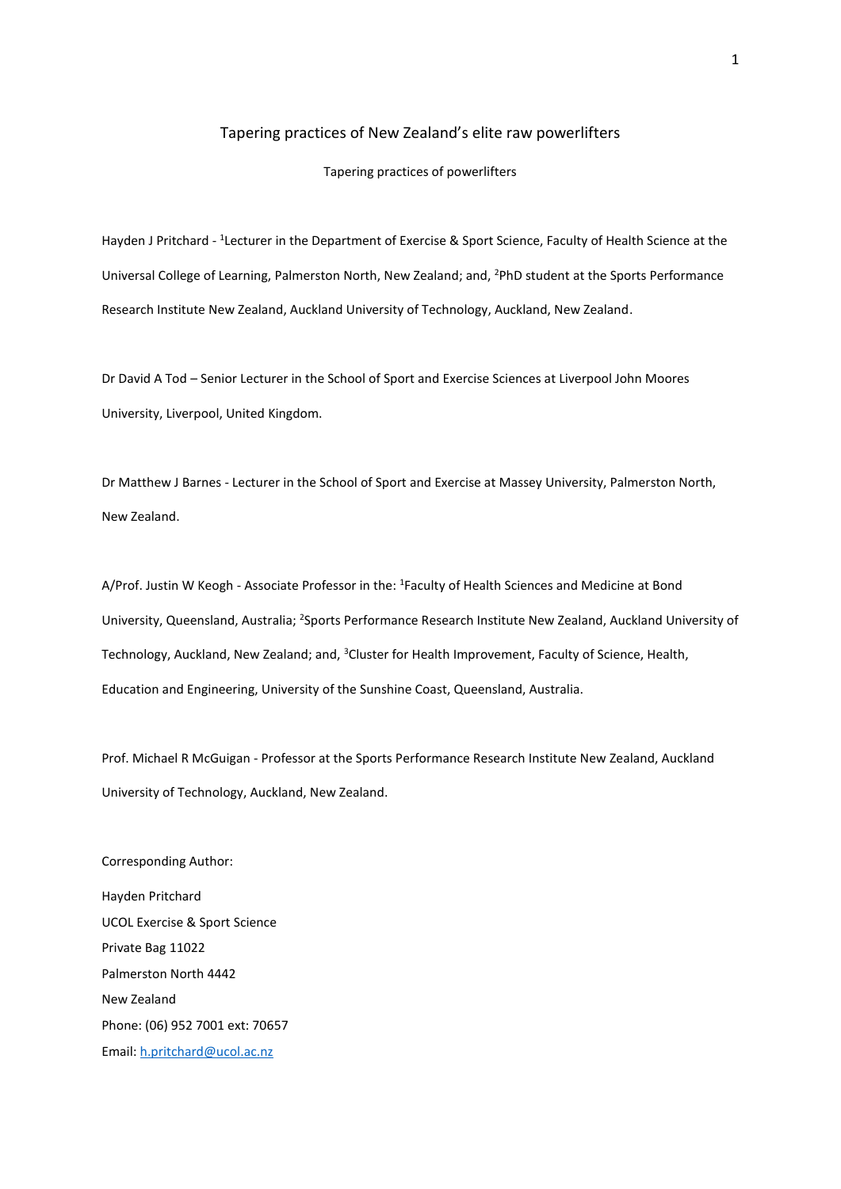# Tapering practices of New Zealand's elite raw powerlifters

Tapering practices of powerlifters

Hayden J Pritchard - [1]Lecturer in the Department of Exercise & Sport Science, Faculty of Health Science at the Universal College of Learning, Palmerston North, New Zealand; and, [2]PhD student at the Sports Performance Research Institute New Zealand, Auckland University of Technology, Auckland, New Zealand.

Dr David A Tod – Senior Lecturer in the School of Sport and Exercise Sciences at Liverpool John Moores University, Liverpool, United Kingdom.

Dr Matthew J Barnes - Lecturer in the School of Sport and Exercise at Massey University, Palmerston North, New Zealand.

A/Prof. Justin W Keogh - Associate Professor in the: [1]Faculty of Health Sciences and Medicine at Bond University, Queensland, Australia; [2]Sports Performance Research Institute New Zealand, Auckland University of Technology, Auckland, New Zealand; and, [3]Cluster for Health Improvement, Faculty of Science, Health, Education and Engineering, University of the Sunshine Coast, Queensland, Australia.

Prof. Michael R McGuigan - Professor at the Sports Performance Research Institute New Zealand, Auckland University of Technology, Auckland, New Zealand.

Corresponding Author:

Hayden Pritchard
UCOL Exercise & Sport Science
Private Bag 11022
Palmerston North 4442
New Zealand
Phone: (06) 952 7001 ext: 70657
Email: h.pritchard@ucol.ac.nz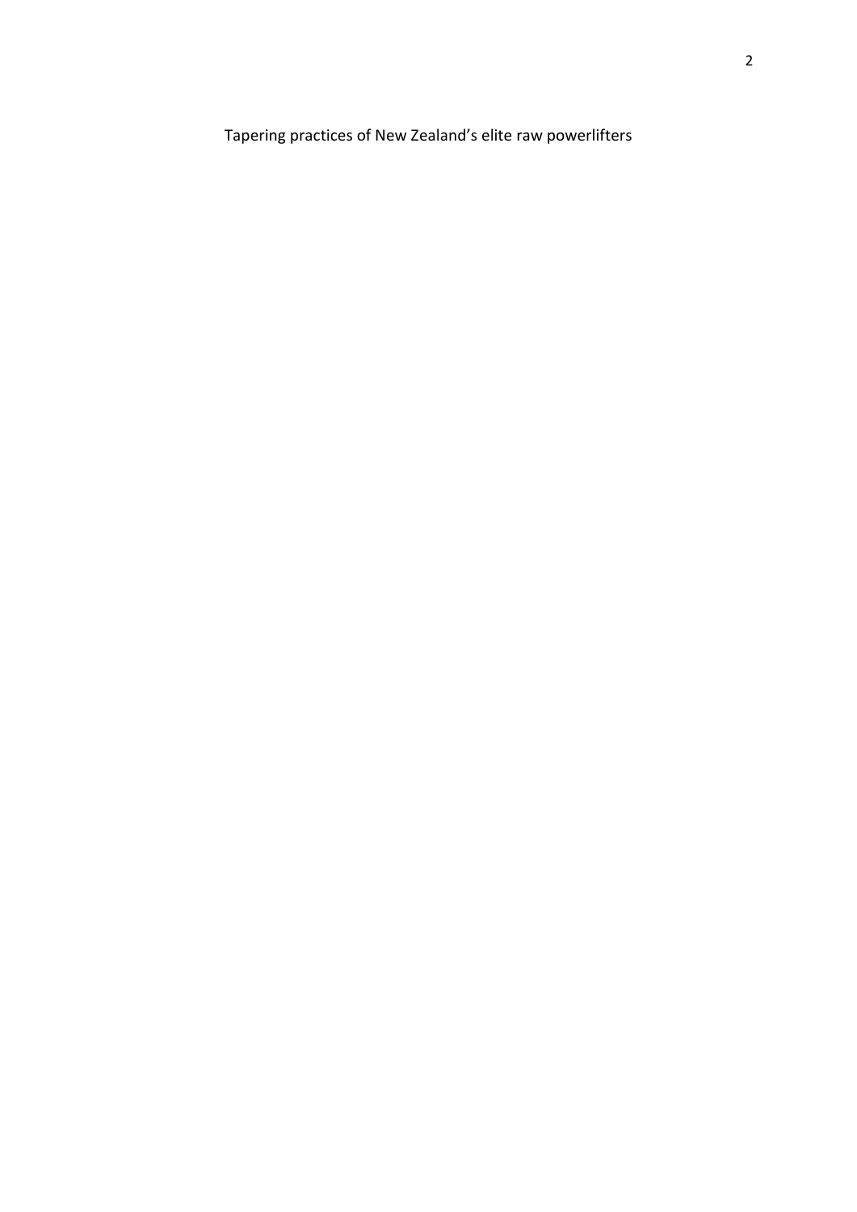Tapering practices of New Zealand's elite raw powerlifters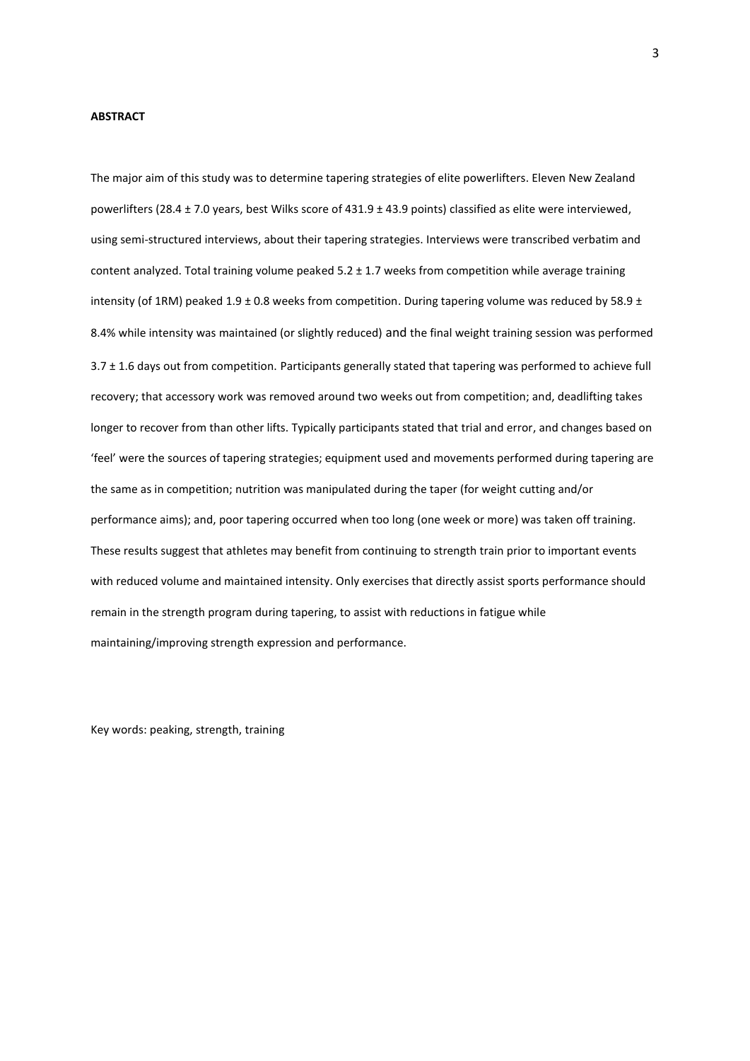**ABSTRACT**

The major aim of this study was to determine tapering strategies of elite powerlifters. Eleven New Zealand powerlifters (28.4 ± 7.0 years, best Wilks score of 431.9 ± 43.9 points) classified as elite were interviewed, using semi-structured interviews, about their tapering strategies. Interviews were transcribed verbatim and content analyzed. Total training volume peaked 5.2 ± 1.7 weeks from competition while average training intensity (of 1RM) peaked 1.9 ± 0.8 weeks from competition. During tapering volume was reduced by 58.9 ± 8.4% while intensity was maintained (or slightly reduced) and the final weight training session was performed 3.7 ± 1.6 days out from competition. Participants generally stated that tapering was performed to achieve full recovery; that accessory work was removed around two weeks out from competition; and, deadlifting takes longer to recover from than other lifts. Typically participants stated that trial and error, and changes based on 'feel' were the sources of tapering strategies; equipment used and movements performed during tapering are the same as in competition; nutrition was manipulated during the taper (for weight cutting and/or performance aims); and, poor tapering occurred when too long (one week or more) was taken off training. These results suggest that athletes may benefit from continuing to strength train prior to important events with reduced volume and maintained intensity. Only exercises that directly assist sports performance should remain in the strength program during tapering, to assist with reductions in fatigue while maintaining/improving strength expression and performance.

Key words: peaking, strength, training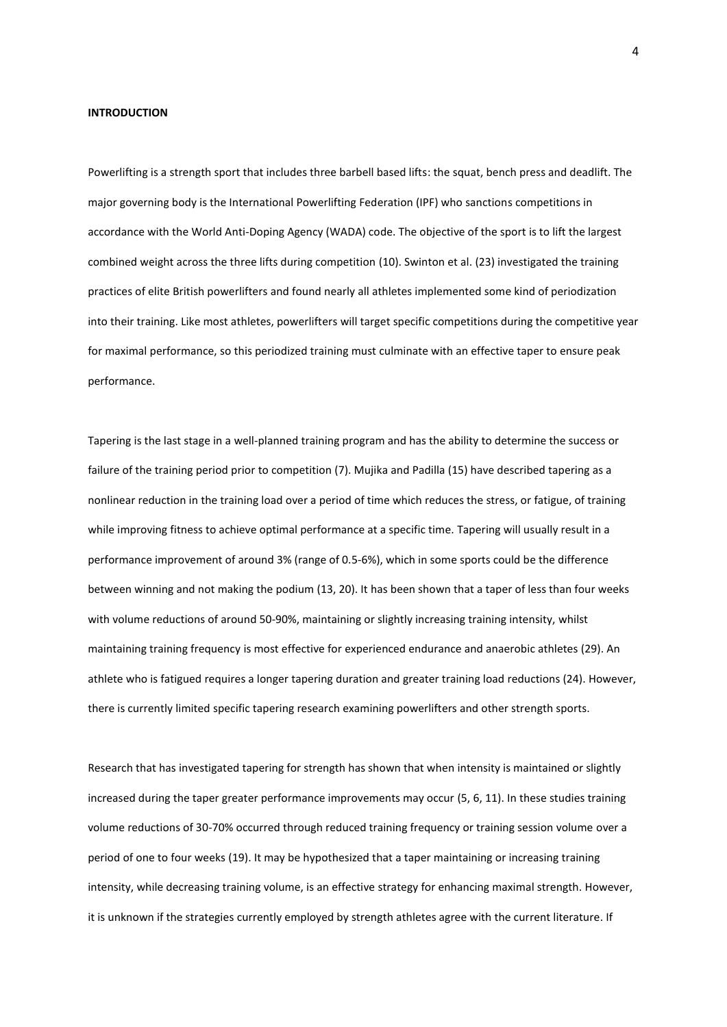**INTRODUCTION**

Powerlifting is a strength sport that includes three barbell based lifts: the squat, bench press and deadlift. The major governing body is the International Powerlifting Federation (IPF) who sanctions competitions in accordance with the World Anti-Doping Agency (WADA) code. The objective of the sport is to lift the largest combined weight across the three lifts during competition (10). Swinton et al. (23) investigated the training practices of elite British powerlifters and found nearly all athletes implemented some kind of periodization into their training. Like most athletes, powerlifters will target specific competitions during the competitive year for maximal performance, so this periodized training must culminate with an effective taper to ensure peak performance.

Tapering is the last stage in a well-planned training program and has the ability to determine the success or failure of the training period prior to competition (7). Mujika and Padilla (15) have described tapering as a nonlinear reduction in the training load over a period of time which reduces the stress, or fatigue, of training while improving fitness to achieve optimal performance at a specific time. Tapering will usually result in a performance improvement of around 3% (range of 0.5-6%), which in some sports could be the difference between winning and not making the podium (13, 20). It has been shown that a taper of less than four weeks with volume reductions of around 50-90%, maintaining or slightly increasing training intensity, whilst maintaining training frequency is most effective for experienced endurance and anaerobic athletes (29). An athlete who is fatigued requires a longer tapering duration and greater training load reductions (24). However, there is currently limited specific tapering research examining powerlifters and other strength sports.

Research that has investigated tapering for strength has shown that when intensity is maintained or slightly increased during the taper greater performance improvements may occur (5, 6, 11). In these studies training volume reductions of 30-70% occurred through reduced training frequency or training session volume over a period of one to four weeks (19). It may be hypothesized that a taper maintaining or increasing training intensity, while decreasing training volume, is an effective strategy for enhancing maximal strength. However, it is unknown if the strategies currently employed by strength athletes agree with the current literature. If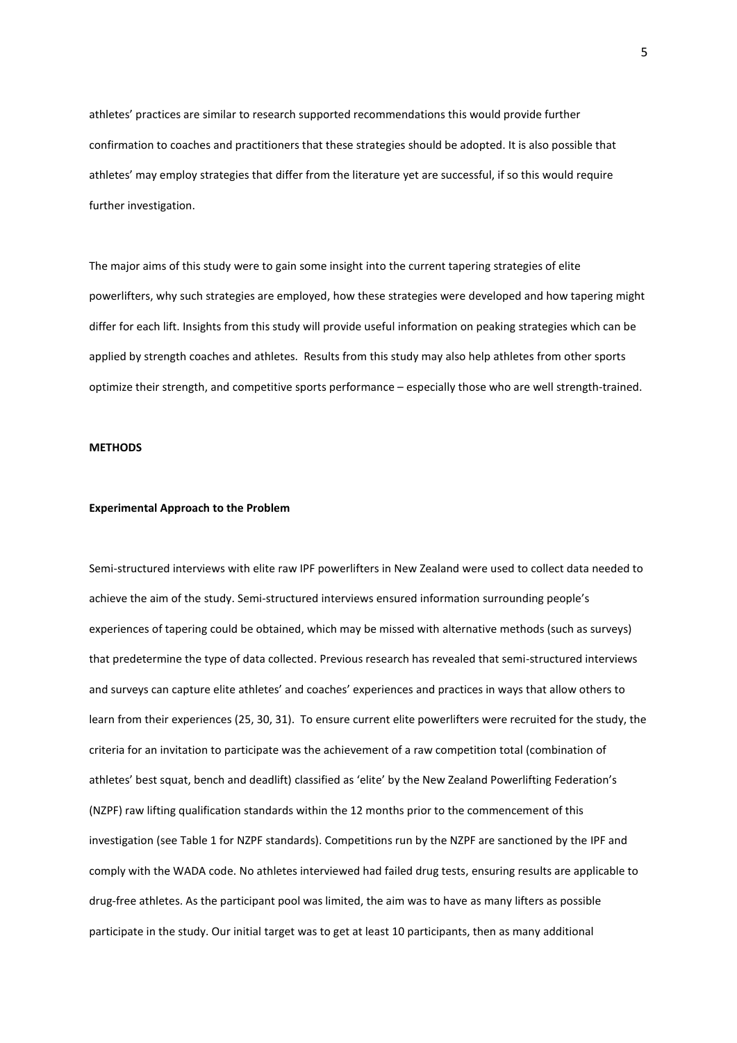athletes' practices are similar to research supported recommendations this would provide further confirmation to coaches and practitioners that these strategies should be adopted. It is also possible that athletes' may employ strategies that differ from the literature yet are successful, if so this would require further investigation.

The major aims of this study were to gain some insight into the current tapering strategies of elite powerlifters, why such strategies are employed, how these strategies were developed and how tapering might differ for each lift. Insights from this study will provide useful information on peaking strategies which can be applied by strength coaches and athletes. Results from this study may also help athletes from other sports optimize their strength, and competitive sports performance – especially those who are well strength-trained.

## METHODS

### Experimental Approach to the Problem

Semi-structured interviews with elite raw IPF powerlifters in New Zealand were used to collect data needed to achieve the aim of the study. Semi-structured interviews ensured information surrounding people's experiences of tapering could be obtained, which may be missed with alternative methods (such as surveys) that predetermine the type of data collected. Previous research has revealed that semi-structured interviews and surveys can capture elite athletes' and coaches' experiences and practices in ways that allow others to learn from their experiences (25, 30, 31). To ensure current elite powerlifters were recruited for the study, the criteria for an invitation to participate was the achievement of a raw competition total (combination of athletes' best squat, bench and deadlift) classified as 'elite' by the New Zealand Powerlifting Federation's (NZPF) raw lifting qualification standards within the 12 months prior to the commencement of this investigation (see Table 1 for NZPF standards). Competitions run by the NZPF are sanctioned by the IPF and comply with the WADA code. No athletes interviewed had failed drug tests, ensuring results are applicable to drug-free athletes. As the participant pool was limited, the aim was to have as many lifters as possible participate in the study. Our initial target was to get at least 10 participants, then as many additional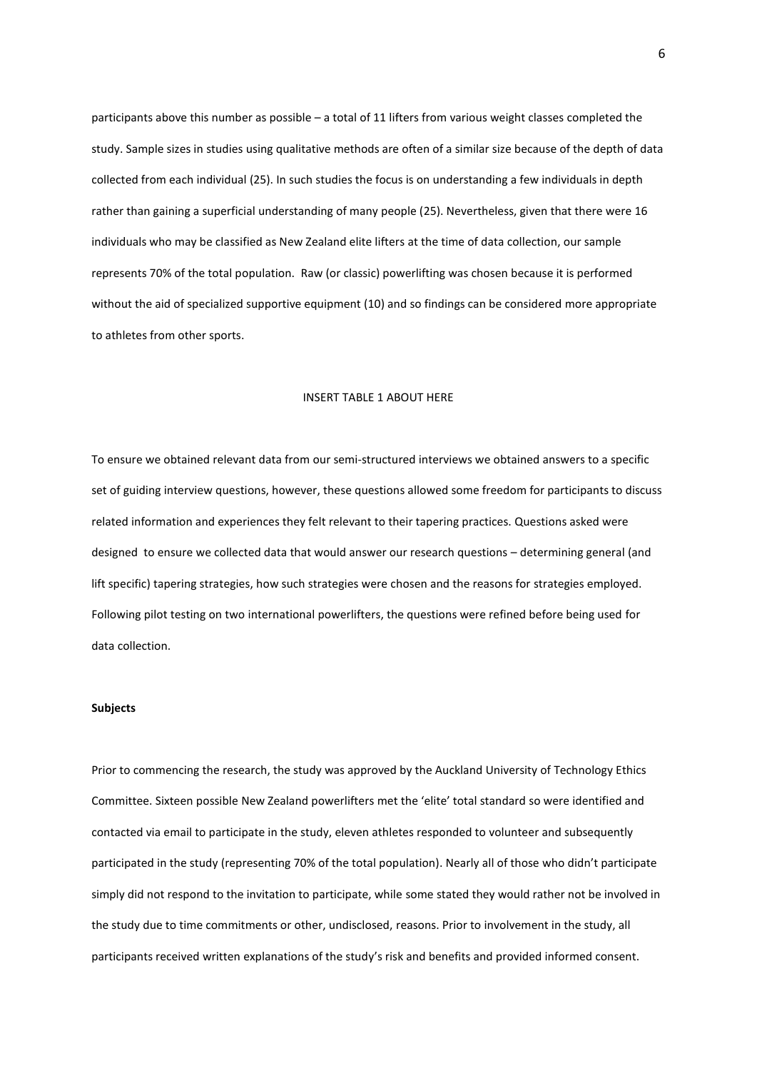participants above this number as possible – a total of 11 lifters from various weight classes completed the study. Sample sizes in studies using qualitative methods are often of a similar size because of the depth of data collected from each individual (25). In such studies the focus is on understanding a few individuals in depth rather than gaining a superficial understanding of many people (25). Nevertheless, given that there were 16 individuals who may be classified as New Zealand elite lifters at the time of data collection, our sample represents 70% of the total population. Raw (or classic) powerlifting was chosen because it is performed without the aid of specialized supportive equipment (10) and so findings can be considered more appropriate to athletes from other sports.

INSERT TABLE 1 ABOUT HERE

To ensure we obtained relevant data from our semi-structured interviews we obtained answers to a specific set of guiding interview questions, however, these questions allowed some freedom for participants to discuss related information and experiences they felt relevant to their tapering practices. Questions asked were designed to ensure we collected data that would answer our research questions – determining general (and lift specific) tapering strategies, how such strategies were chosen and the reasons for strategies employed. Following pilot testing on two international powerlifters, the questions were refined before being used for data collection.

**Subjects**

Prior to commencing the research, the study was approved by the Auckland University of Technology Ethics Committee. Sixteen possible New Zealand powerlifters met the 'elite' total standard so were identified and contacted via email to participate in the study, eleven athletes responded to volunteer and subsequently participated in the study (representing 70% of the total population). Nearly all of those who didn't participate simply did not respond to the invitation to participate, while some stated they would rather not be involved in the study due to time commitments or other, undisclosed, reasons. Prior to involvement in the study, all participants received written explanations of the study's risk and benefits and provided informed consent.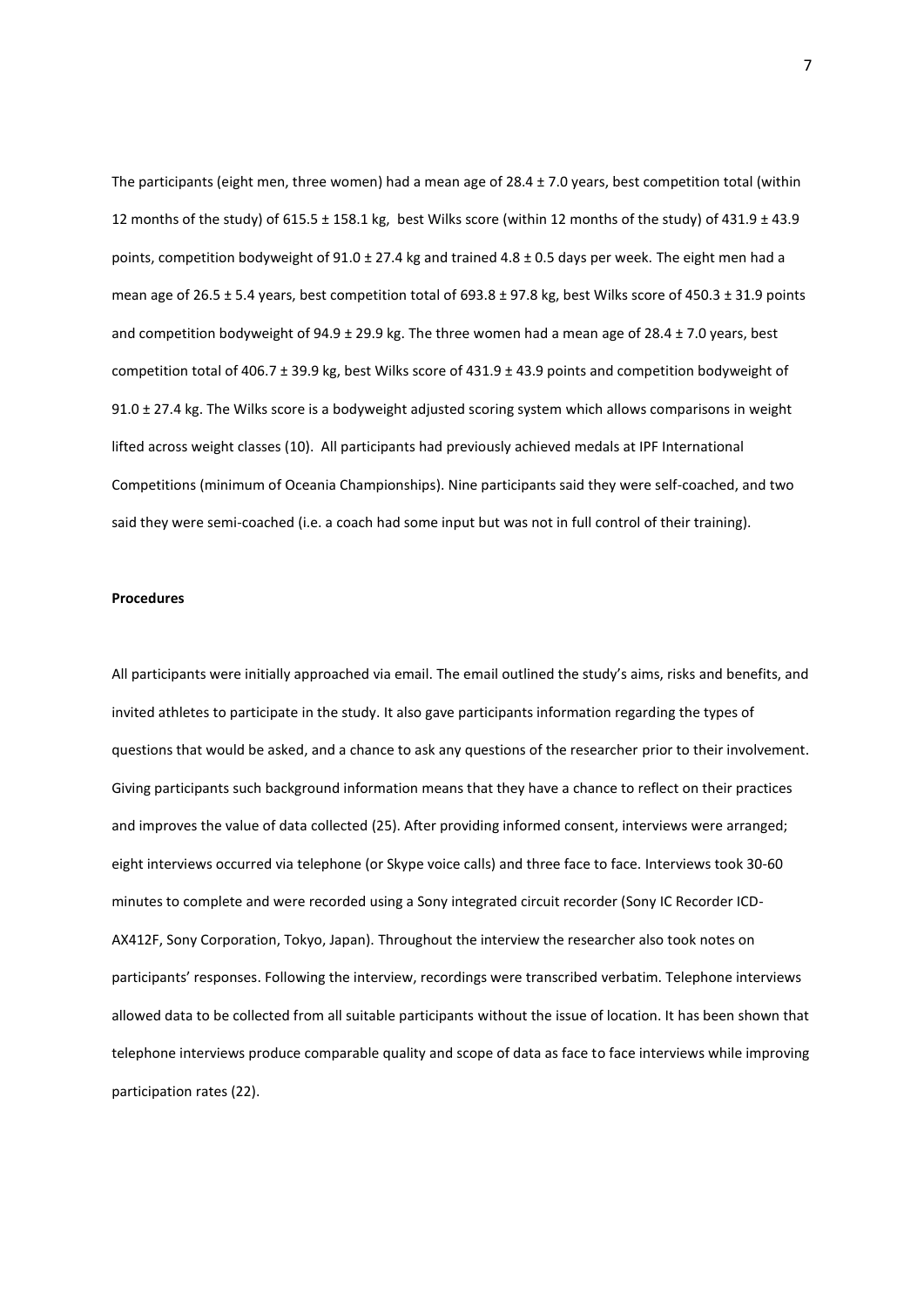The participants (eight men, three women) had a mean age of 28.4 ± 7.0 years, best competition total (within 12 months of the study) of 615.5 ± 158.1 kg, best Wilks score (within 12 months of the study) of 431.9 ± 43.9 points, competition bodyweight of 91.0 ± 27.4 kg and trained 4.8 ± 0.5 days per week. The eight men had a mean age of 26.5 ± 5.4 years, best competition total of 693.8 ± 97.8 kg, best Wilks score of 450.3 ± 31.9 points and competition bodyweight of 94.9 ± 29.9 kg. The three women had a mean age of 28.4 ± 7.0 years, best competition total of 406.7 ± 39.9 kg, best Wilks score of 431.9 ± 43.9 points and competition bodyweight of 91.0 ± 27.4 kg. The Wilks score is a bodyweight adjusted scoring system which allows comparisons in weight lifted across weight classes (10). All participants had previously achieved medals at IPF International Competitions (minimum of Oceania Championships). Nine participants said they were self-coached, and two said they were semi-coached (i.e. a coach had some input but was not in full control of their training).

**Procedures**

All participants were initially approached via email. The email outlined the study's aims, risks and benefits, and invited athletes to participate in the study. It also gave participants information regarding the types of questions that would be asked, and a chance to ask any questions of the researcher prior to their involvement. Giving participants such background information means that they have a chance to reflect on their practices and improves the value of data collected (25). After providing informed consent, interviews were arranged; eight interviews occurred via telephone (or Skype voice calls) and three face to face. Interviews took 30-60 minutes to complete and were recorded using a Sony integrated circuit recorder (Sony IC Recorder ICD-AX412F, Sony Corporation, Tokyo, Japan). Throughout the interview the researcher also took notes on participants' responses. Following the interview, recordings were transcribed verbatim. Telephone interviews allowed data to be collected from all suitable participants without the issue of location. It has been shown that telephone interviews produce comparable quality and scope of data as face to face interviews while improving participation rates (22).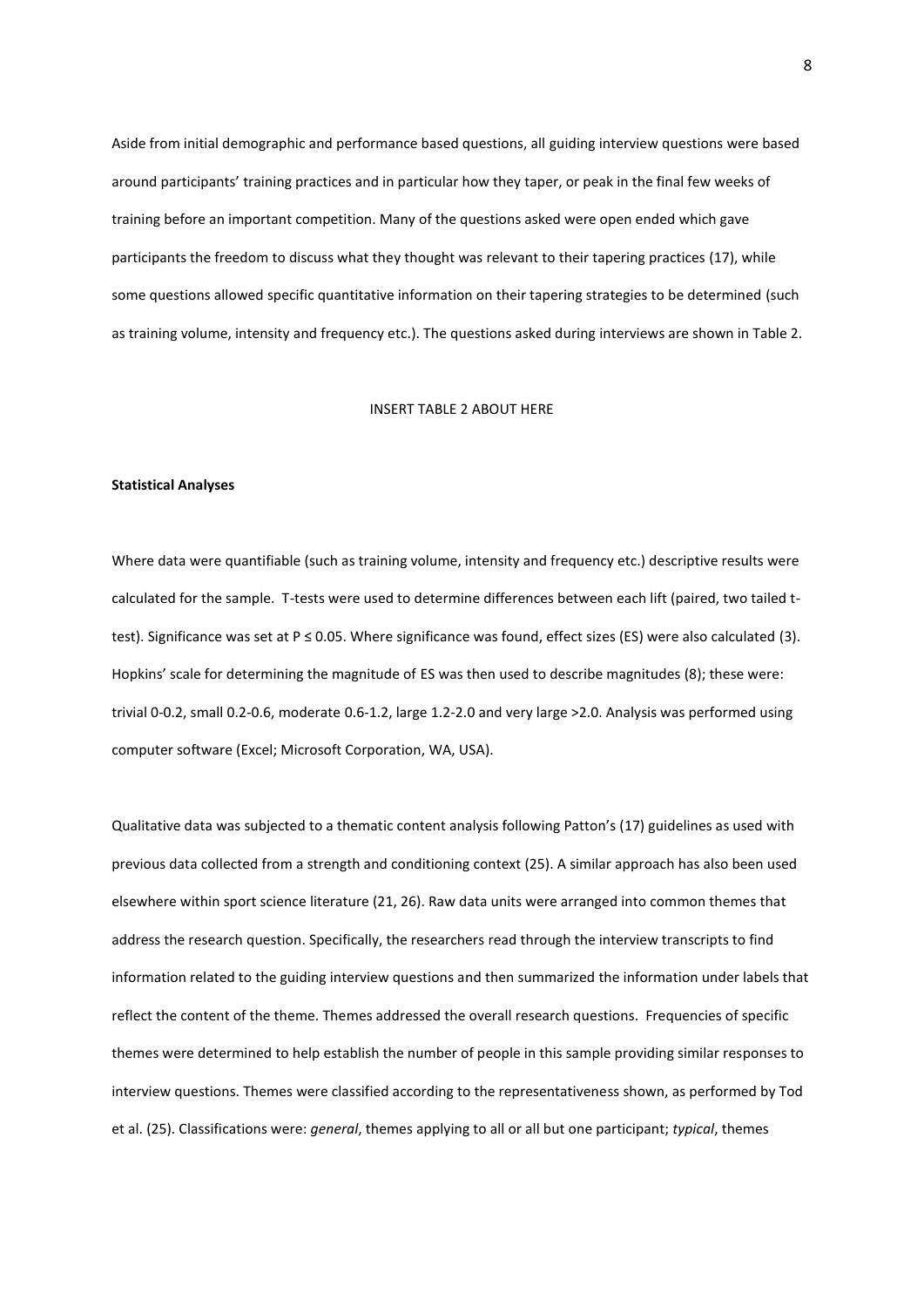Aside from initial demographic and performance based questions, all guiding interview questions were based around participants' training practices and in particular how they taper, or peak in the final few weeks of training before an important competition. Many of the questions asked were open ended which gave participants the freedom to discuss what they thought was relevant to their tapering practices (17), while some questions allowed specific quantitative information on their tapering strategies to be determined (such as training volume, intensity and frequency etc.). The questions asked during interviews are shown in Table 2.

INSERT TABLE 2 ABOUT HERE

**Statistical Analyses**

Where data were quantifiable (such as training volume, intensity and frequency etc.) descriptive results were calculated for the sample. T-tests were used to determine differences between each lift (paired, two tailed t-test). Significance was set at $P \leq 0.05$. Where significance was found, effect sizes (ES) were also calculated (3). Hopkins' scale for determining the magnitude of ES was then used to describe magnitudes (8); these were: trivial 0-0.2, small 0.2-0.6, moderate 0.6-1.2, large 1.2-2.0 and very large >2.0. Analysis was performed using computer software (Excel; Microsoft Corporation, WA, USA).

Qualitative data was subjected to a thematic content analysis following Patton's (17) guidelines as used with previous data collected from a strength and conditioning context (25). A similar approach has also been used elsewhere within sport science literature (21, 26). Raw data units were arranged into common themes that address the research question. Specifically, the researchers read through the interview transcripts to find information related to the guiding interview questions and then summarized the information under labels that reflect the content of the theme. Themes addressed the overall research questions. Frequencies of specific themes were determined to help establish the number of people in this sample providing similar responses to interview questions. Themes were classified according to the representativeness shown, as performed by Tod et al. (25). Classifications were: *general*, themes applying to all or all but one participant; *typical*, themes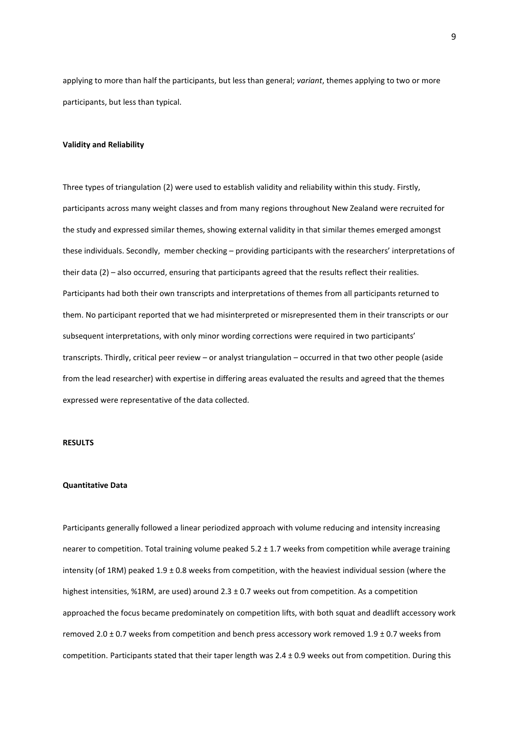applying to more than half the participants, but less than general; *variant*, themes applying to two or more participants, but less than typical.

**Validity and Reliability**

Three types of triangulation (2) were used to establish validity and reliability within this study. Firstly, participants across many weight classes and from many regions throughout New Zealand were recruited for the study and expressed similar themes, showing external validity in that similar themes emerged amongst these individuals. Secondly, member checking – providing participants with the researchers' interpretations of their data (2) – also occurred, ensuring that participants agreed that the results reflect their realities. Participants had both their own transcripts and interpretations of themes from all participants returned to them. No participant reported that we had misinterpreted or misrepresented them in their transcripts or our subsequent interpretations, with only minor wording corrections were required in two participants' transcripts. Thirdly, critical peer review – or analyst triangulation – occurred in that two other people (aside from the lead researcher) with expertise in differing areas evaluated the results and agreed that the themes expressed were representative of the data collected.

**RESULTS**

**Quantitative Data**

Participants generally followed a linear periodized approach with volume reducing and intensity increasing nearer to competition. Total training volume peaked $5.2 \pm 1.7$ weeks from competition while average training intensity (of 1RM) peaked $1.9 \pm 0.8$ weeks from competition, with the heaviest individual session (where the highest intensities, %1RM, are used) around $2.3 \pm 0.7$ weeks out from competition. As a competition approached the focus became predominately on competition lifts, with both squat and deadlift accessory work removed $2.0 \pm 0.7$ weeks from competition and bench press accessory work removed $1.9 \pm 0.7$ weeks from competition. Participants stated that their taper length was $2.4 \pm 0.9$ weeks out from competition. During this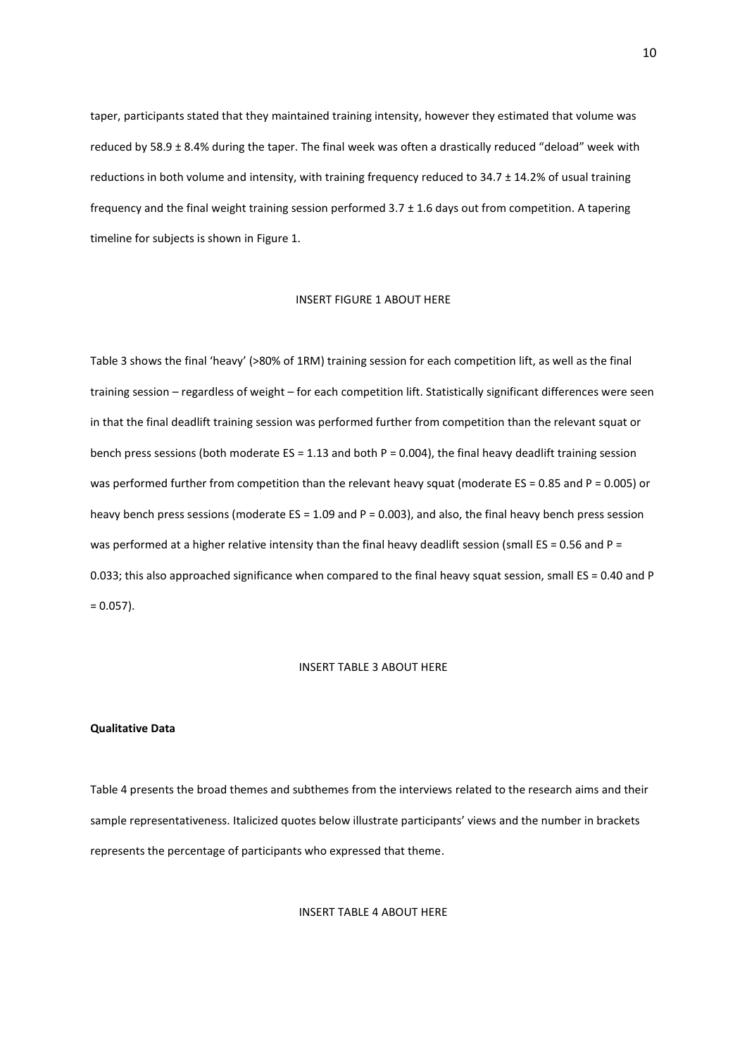taper, participants stated that they maintained training intensity, however they estimated that volume was reduced by 58.9 ± 8.4% during the taper. The final week was often a drastically reduced "deload" week with reductions in both volume and intensity, with training frequency reduced to 34.7 ± 14.2% of usual training frequency and the final weight training session performed 3.7 ± 1.6 days out from competition. A tapering timeline for subjects is shown in Figure 1.

INSERT FIGURE 1 ABOUT HERE

Table 3 shows the final 'heavy' (>80% of 1RM) training session for each competition lift, as well as the final training session – regardless of weight – for each competition lift. Statistically significant differences were seen in that the final deadlift training session was performed further from competition than the relevant squat or bench press sessions (both moderate ES = 1.13 and both P = 0.004), the final heavy deadlift training session was performed further from competition than the relevant heavy squat (moderate ES = 0.85 and P = 0.005) or heavy bench press sessions (moderate ES = 1.09 and P = 0.003), and also, the final heavy bench press session was performed at a higher relative intensity than the final heavy deadlift session (small ES = 0.56 and P = 0.033; this also approached significance when compared to the final heavy squat session, small ES = 0.40 and P = 0.057).

INSERT TABLE 3 ABOUT HERE

**Qualitative Data**

Table 4 presents the broad themes and subthemes from the interviews related to the research aims and their sample representativeness. Italicized quotes below illustrate participants' views and the number in brackets represents the percentage of participants who expressed that theme.

INSERT TABLE 4 ABOUT HERE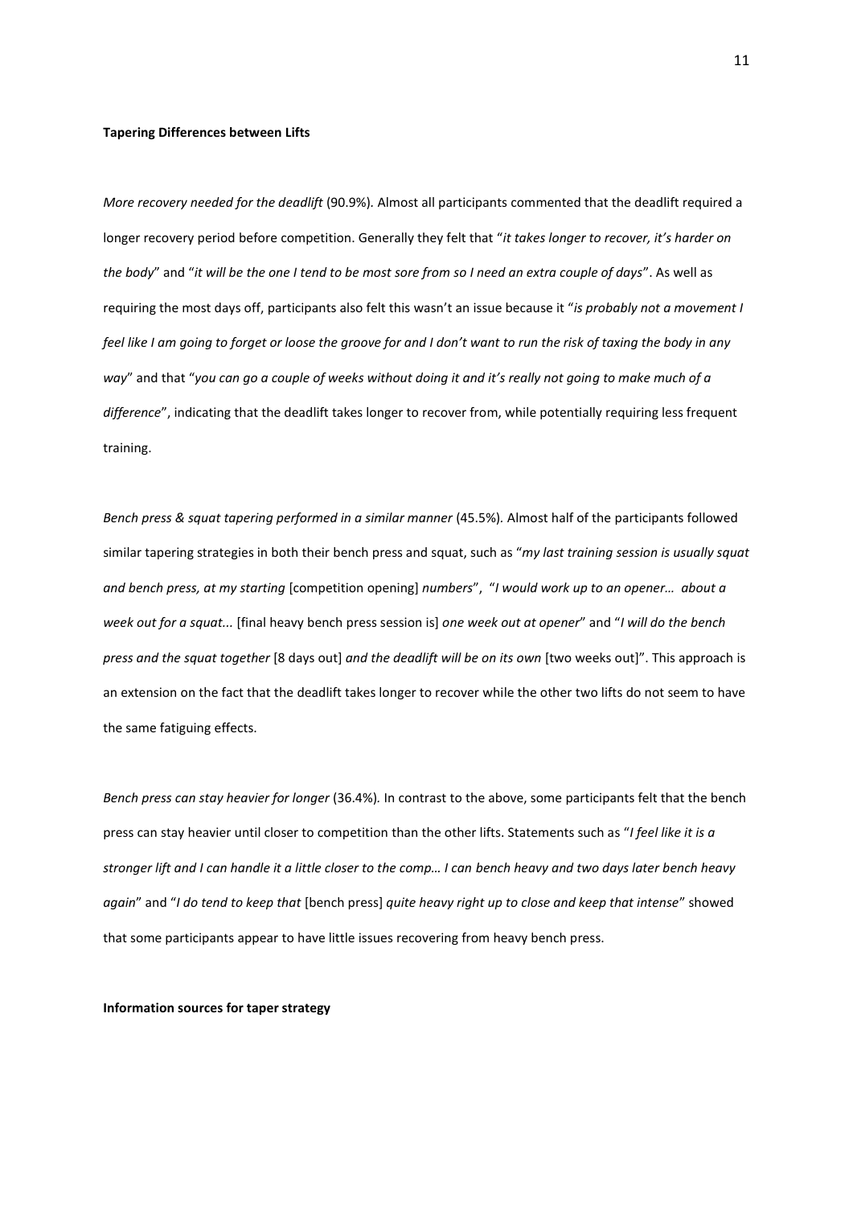**Tapering Differences between Lifts**

*More recovery needed for the deadlift* (90.9%). Almost all participants commented that the deadlift required a longer recovery period before competition. Generally they felt that "*it takes longer to recover, it's harder on the body*" and "*it will be the one I tend to be most sore from so I need an extra couple of days*". As well as requiring the most days off, participants also felt this wasn't an issue because it "*is probably not a movement I feel like I am going to forget or loose the groove for and I don't want to run the risk of taxing the body in any way*" and that "*you can go a couple of weeks without doing it and it's really not going to make much of a difference*", indicating that the deadlift takes longer to recover from, while potentially requiring less frequent training.

*Bench press & squat tapering performed in a similar manner* (45.5%). Almost half of the participants followed similar tapering strategies in both their bench press and squat, such as "*my last training session is usually squat and bench press, at my starting* [competition opening] *numbers*", "*I would work up to an opener… about a week out for a squat...* [final heavy bench press session is] *one week out at opener*" and "*I will do the bench press and the squat together* [8 days out] *and the deadlift will be on its own* [two weeks out]". This approach is an extension on the fact that the deadlift takes longer to recover while the other two lifts do not seem to have the same fatiguing effects.

*Bench press can stay heavier for longer* (36.4%). In contrast to the above, some participants felt that the bench press can stay heavier until closer to competition than the other lifts. Statements such as "*I feel like it is a stronger lift and I can handle it a little closer to the comp… I can bench heavy and two days later bench heavy again*" and "*I do tend to keep that* [bench press] *quite heavy right up to close and keep that intense*" showed that some participants appear to have little issues recovering from heavy bench press.

**Information sources for taper strategy**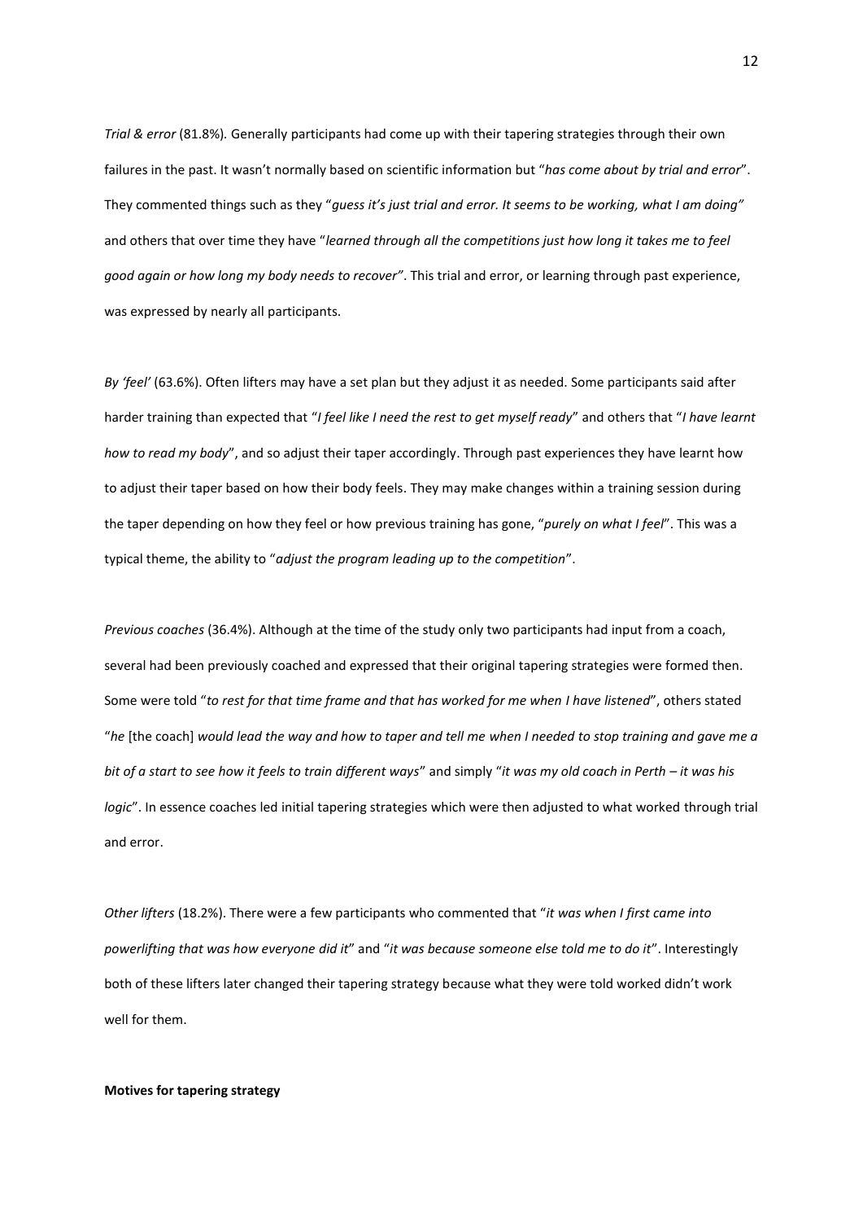*Trial & error* (81.8%). Generally participants had come up with their tapering strategies through their own failures in the past. It wasn't normally based on scientific information but "*has come about by trial and error*". They commented things such as they "*guess it's just trial and error. It seems to be working, what I am doing"* and others that over time they have "*learned through all the competitions just how long it takes me to feel good again or how long my body needs to recover"*. This trial and error, or learning through past experience, was expressed by nearly all participants.

*By 'feel'* (63.6%). Often lifters may have a set plan but they adjust it as needed. Some participants said after harder training than expected that "*I feel like I need the rest to get myself ready*" and others that "*I have learnt how to read my body*", and so adjust their taper accordingly. Through past experiences they have learnt how to adjust their taper based on how their body feels. They may make changes within a training session during the taper depending on how they feel or how previous training has gone, "*purely on what I feel*". This was a typical theme, the ability to "*adjust the program leading up to the competition*".

*Previous coaches* (36.4%). Although at the time of the study only two participants had input from a coach, several had been previously coached and expressed that their original tapering strategies were formed then. Some were told "*to rest for that time frame and that has worked for me when I have listened*", others stated "*he* [the coach] *would lead the way and how to taper and tell me when I needed to stop training and gave me a bit of a start to see how it feels to train different ways*" and simply "*it was my old coach in Perth – it was his logic*". In essence coaches led initial tapering strategies which were then adjusted to what worked through trial and error.

*Other lifters* (18.2%). There were a few participants who commented that "*it was when I first came into powerlifting that was how everyone did it*" and "*it was because someone else told me to do it*". Interestingly both of these lifters later changed their tapering strategy because what they were told worked didn't work well for them.

**Motives for tapering strategy**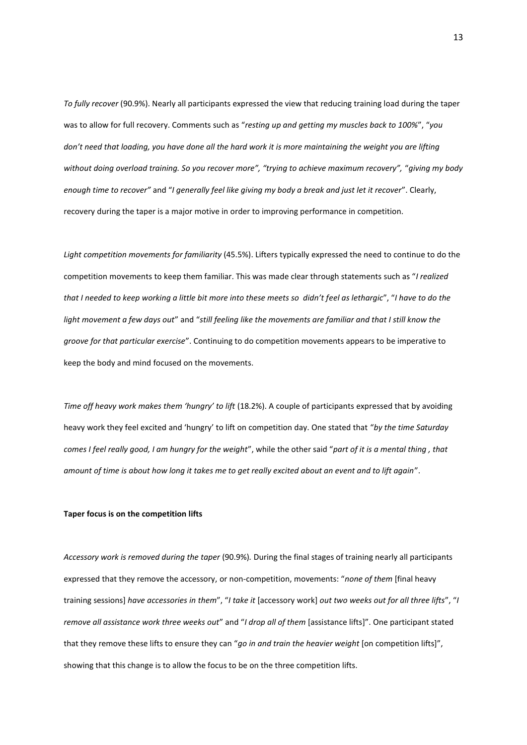*To fully recover* (90.9%). Nearly all participants expressed the view that reducing training load during the taper was to allow for full recovery. Comments such as "*resting up and getting my muscles back to 100%*", "*you don't need that loading, you have done all the hard work it is more maintaining the weight you are lifting without doing overload training. So you recover more", "trying to achieve maximum recovery", "giving my body enough time to recover"* and "*I generally feel like giving my body a break and just let it recover*". Clearly, recovery during the taper is a major motive in order to improving performance in competition.

*Light competition movements for familiarity* (45.5%). Lifters typically expressed the need to continue to do the competition movements to keep them familiar. This was made clear through statements such as "*I realized that I needed to keep working a little bit more into these meets so didn't feel as lethargic*", "*I have to do the light movement a few days out*" and "*still feeling like the movements are familiar and that I still know the groove for that particular exercise*". Continuing to do competition movements appears to be imperative to keep the body and mind focused on the movements.

*Time off heavy work makes them 'hungry' to lift* (18.2%). A couple of participants expressed that by avoiding heavy work they feel excited and 'hungry' to lift on competition day. One stated that "*by the time Saturday comes I feel really good, I am hungry for the weight*", while the other said "*part of it is a mental thing , that amount of time is about how long it takes me to get really excited about an event and to lift again*".

**Taper focus is on the competition lifts**

*Accessory work is removed during the taper* (90.9%)*.* During the final stages of training nearly all participants expressed that they remove the accessory, or non-competition, movements: "*none of them* [final heavy training sessions] *have accessories in them*", "*I take it* [accessory work] *out two weeks out for all three lifts*", "*I remove all assistance work three weeks out*" and "*I drop all of them* [assistance lifts]". One participant stated that they remove these lifts to ensure they can "*go in and train the heavier weight* [on competition lifts]", showing that this change is to allow the focus to be on the three competition lifts.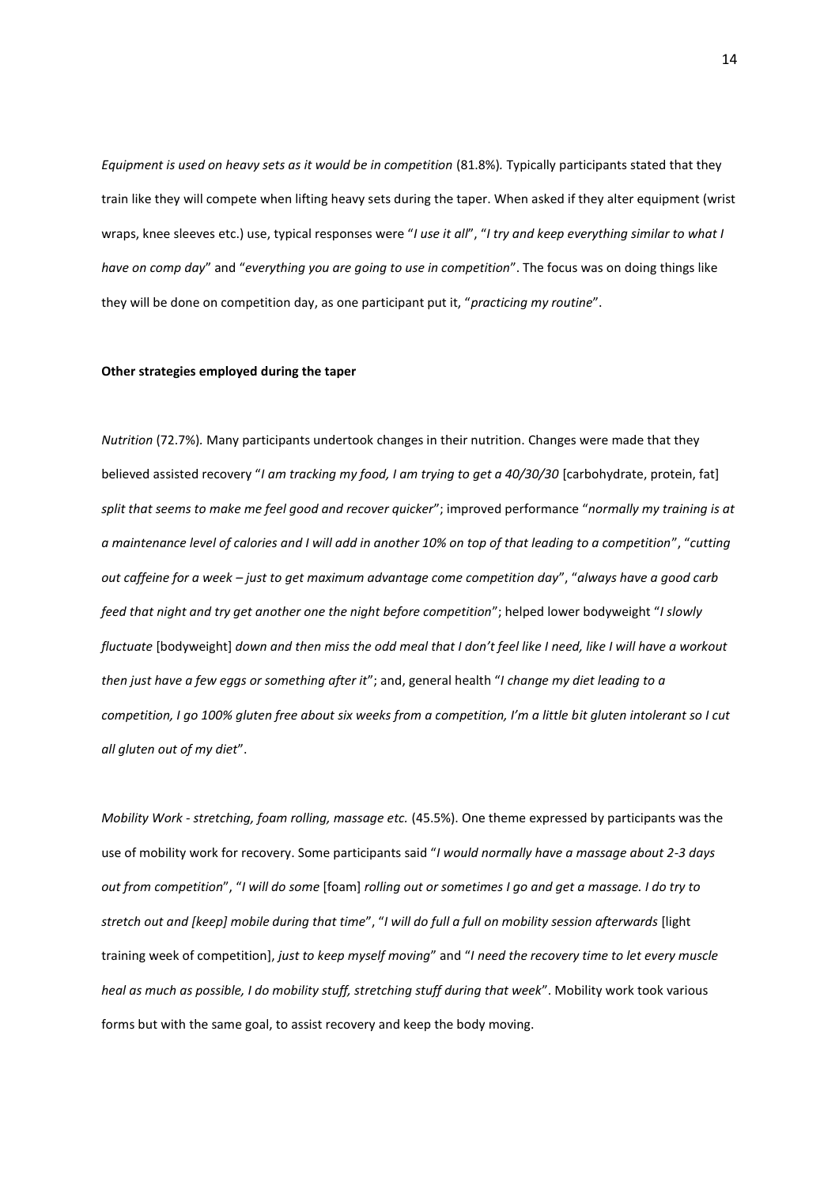*Equipment is used on heavy sets as it would be in competition* (81.8%)*.* Typically participants stated that they train like they will compete when lifting heavy sets during the taper. When asked if they alter equipment (wrist wraps, knee sleeves etc.) use, typical responses were "*I use it all*", "*I try and keep everything similar to what I have on comp day*" and "*everything you are going to use in competition*". The focus was on doing things like they will be done on competition day, as one participant put it, "*practicing my routine*".

**Other strategies employed during the taper**

*Nutrition* (72.7%)*.* Many participants undertook changes in their nutrition. Changes were made that they believed assisted recovery "*I am tracking my food, I am trying to get a 40/30/30* [carbohydrate, protein, fat] *split that seems to make me feel good and recover quicker*"; improved performance "*normally my training is at a maintenance level of calories and I will add in another 10% on top of that leading to a competition*", "*cutting out caffeine for a week – just to get maximum advantage come competition day*", "*always have a good carb feed that night and try get another one the night before competition*"; helped lower bodyweight "*I slowly fluctuate* [bodyweight] *down and then miss the odd meal that I don't feel like I need, like I will have a workout then just have a few eggs or something after it*"; and, general health "*I change my diet leading to a competition, I go 100% gluten free about six weeks from a competition, I'm a little bit gluten intolerant so I cut all gluten out of my diet*".

*Mobility Work - stretching, foam rolling, massage etc.* (45.5%). One theme expressed by participants was the use of mobility work for recovery. Some participants said "*I would normally have a massage about 2-3 days out from competition*", "*I will do some* [foam] *rolling out or sometimes I go and get a massage. I do try to stretch out and [keep] mobile during that time*", "*I will do full a full on mobility session afterwards* [light training week of competition], *just to keep myself moving*" and "*I need the recovery time to let every muscle heal as much as possible, I do mobility stuff, stretching stuff during that week*". Mobility work took various forms but with the same goal, to assist recovery and keep the body moving.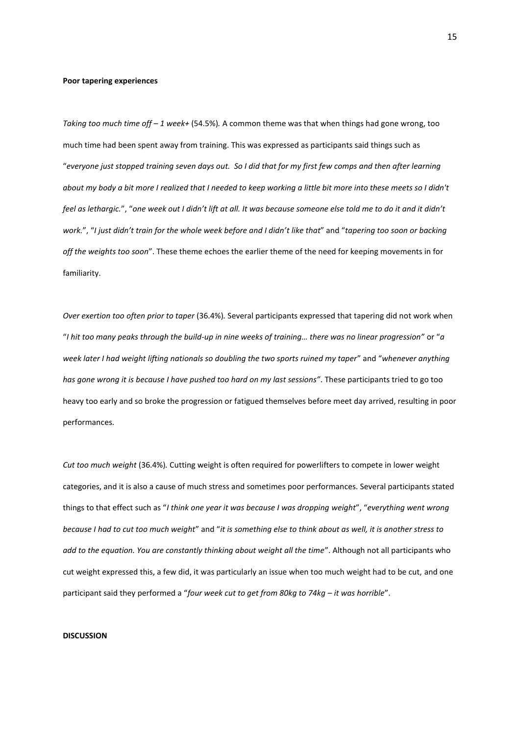**Poor tapering experiences**

*Taking too much time off – 1 week+* (54.5%)*.* A common theme was that when things had gone wrong, too much time had been spent away from training. This was expressed as participants said things such as "*everyone just stopped training seven days out. So I did that for my first few comps and then after learning about my body a bit more I realized that I needed to keep working a little bit more into these meets so I didn't feel as lethargic.*", "*one week out I didn't lift at all. It was because someone else told me to do it and it didn't work.*", "*I just didn't train for the whole week before and I didn't like that*" and "*tapering too soon or backing off the weights too soon*". These theme echoes the earlier theme of the need for keeping movements in for familiarity.

*Over exertion too often prior to taper* (36.4%)*.* Several participants expressed that tapering did not work when "*I hit too many peaks through the build-up in nine weeks of training… there was no linear progression"* or "*a week later I had weight lifting nationals so doubling the two sports ruined my taper*" and "*whenever anything has gone wrong it is because I have pushed too hard on my last sessions"*. These participants tried to go too heavy too early and so broke the progression or fatigued themselves before meet day arrived, resulting in poor performances.

*Cut too much weight* (36.4%)*.* Cutting weight is often required for powerlifters to compete in lower weight categories, and it is also a cause of much stress and sometimes poor performances. Several participants stated things to that effect such as "*I think one year it was because I was dropping weight*", "*everything went wrong because I had to cut too much weight*" and "*it is something else to think about as well, it is another stress to add to the equation. You are constantly thinking about weight all the time*". Although not all participants who cut weight expressed this, a few did, it was particularly an issue when too much weight had to be cut, and one participant said they performed a "*four week cut to get from 80kg to 74kg – it was horrible*".

**DISCUSSION**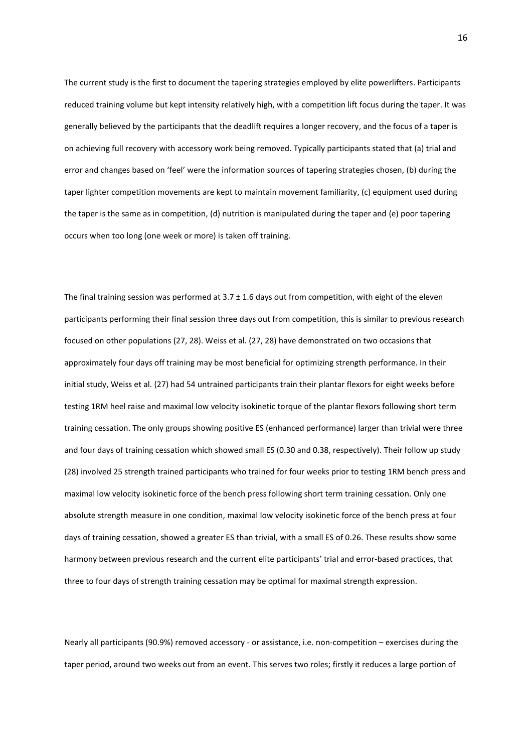The current study is the first to document the tapering strategies employed by elite powerlifters. Participants reduced training volume but kept intensity relatively high, with a competition lift focus during the taper. It was generally believed by the participants that the deadlift requires a longer recovery, and the focus of a taper is on achieving full recovery with accessory work being removed. Typically participants stated that (a) trial and error and changes based on 'feel' were the information sources of tapering strategies chosen, (b) during the taper lighter competition movements are kept to maintain movement familiarity, (c) equipment used during the taper is the same as in competition, (d) nutrition is manipulated during the taper and (e) poor tapering occurs when too long (one week or more) is taken off training.

The final training session was performed at $3.7 \pm 1.6$ days out from competition, with eight of the eleven participants performing their final session three days out from competition, this is similar to previous research focused on other populations (27, 28). Weiss et al. (27, 28) have demonstrated on two occasions that approximately four days off training may be most beneficial for optimizing strength performance. In their initial study, Weiss et al. (27) had 54 untrained participants train their plantar flexors for eight weeks before testing 1RM heel raise and maximal low velocity isokinetic torque of the plantar flexors following short term training cessation. The only groups showing positive ES (enhanced performance) larger than trivial were three and four days of training cessation which showed small ES (0.30 and 0.38, respectively). Their follow up study (28) involved 25 strength trained participants who trained for four weeks prior to testing 1RM bench press and maximal low velocity isokinetic force of the bench press following short term training cessation. Only one absolute strength measure in one condition, maximal low velocity isokinetic force of the bench press at four days of training cessation, showed a greater ES than trivial, with a small ES of 0.26. These results show some harmony between previous research and the current elite participants' trial and error-based practices, that three to four days of strength training cessation may be optimal for maximal strength expression.

Nearly all participants (90.9%) removed accessory - or assistance, i.e. non-competition – exercises during the taper period, around two weeks out from an event. This serves two roles; firstly it reduces a large portion of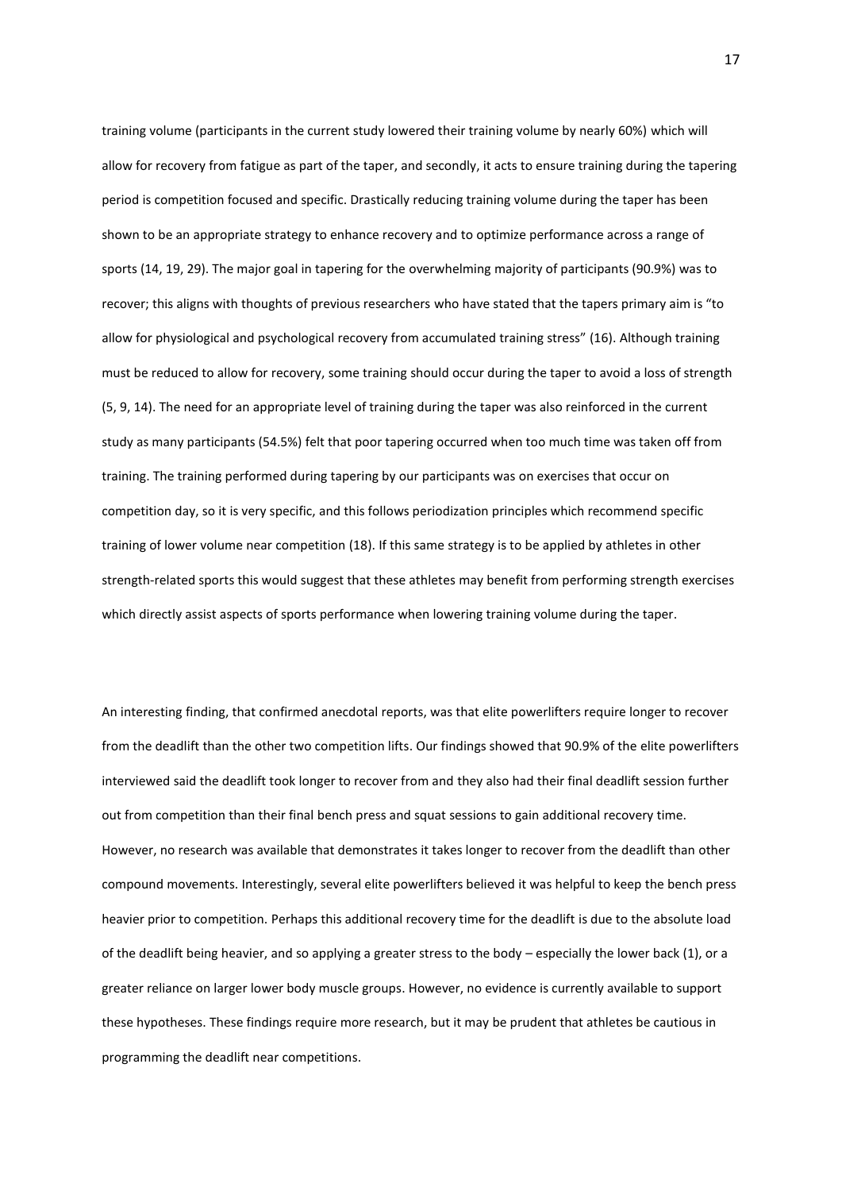training volume (participants in the current study lowered their training volume by nearly 60%) which will allow for recovery from fatigue as part of the taper, and secondly, it acts to ensure training during the tapering period is competition focused and specific. Drastically reducing training volume during the taper has been shown to be an appropriate strategy to enhance recovery and to optimize performance across a range of sports (14, 19, 29). The major goal in tapering for the overwhelming majority of participants (90.9%) was to recover; this aligns with thoughts of previous researchers who have stated that the tapers primary aim is "to allow for physiological and psychological recovery from accumulated training stress" (16). Although training must be reduced to allow for recovery, some training should occur during the taper to avoid a loss of strength (5, 9, 14). The need for an appropriate level of training during the taper was also reinforced in the current study as many participants (54.5%) felt that poor tapering occurred when too much time was taken off from training. The training performed during tapering by our participants was on exercises that occur on competition day, so it is very specific, and this follows periodization principles which recommend specific training of lower volume near competition (18). If this same strategy is to be applied by athletes in other strength-related sports this would suggest that these athletes may benefit from performing strength exercises which directly assist aspects of sports performance when lowering training volume during the taper.

An interesting finding, that confirmed anecdotal reports, was that elite powerlifters require longer to recover from the deadlift than the other two competition lifts. Our findings showed that 90.9% of the elite powerlifters interviewed said the deadlift took longer to recover from and they also had their final deadlift session further out from competition than their final bench press and squat sessions to gain additional recovery time. However, no research was available that demonstrates it takes longer to recover from the deadlift than other compound movements. Interestingly, several elite powerlifters believed it was helpful to keep the bench press heavier prior to competition. Perhaps this additional recovery time for the deadlift is due to the absolute load of the deadlift being heavier, and so applying a greater stress to the body – especially the lower back (1), or a greater reliance on larger lower body muscle groups. However, no evidence is currently available to support these hypotheses. These findings require more research, but it may be prudent that athletes be cautious in programming the deadlift near competitions.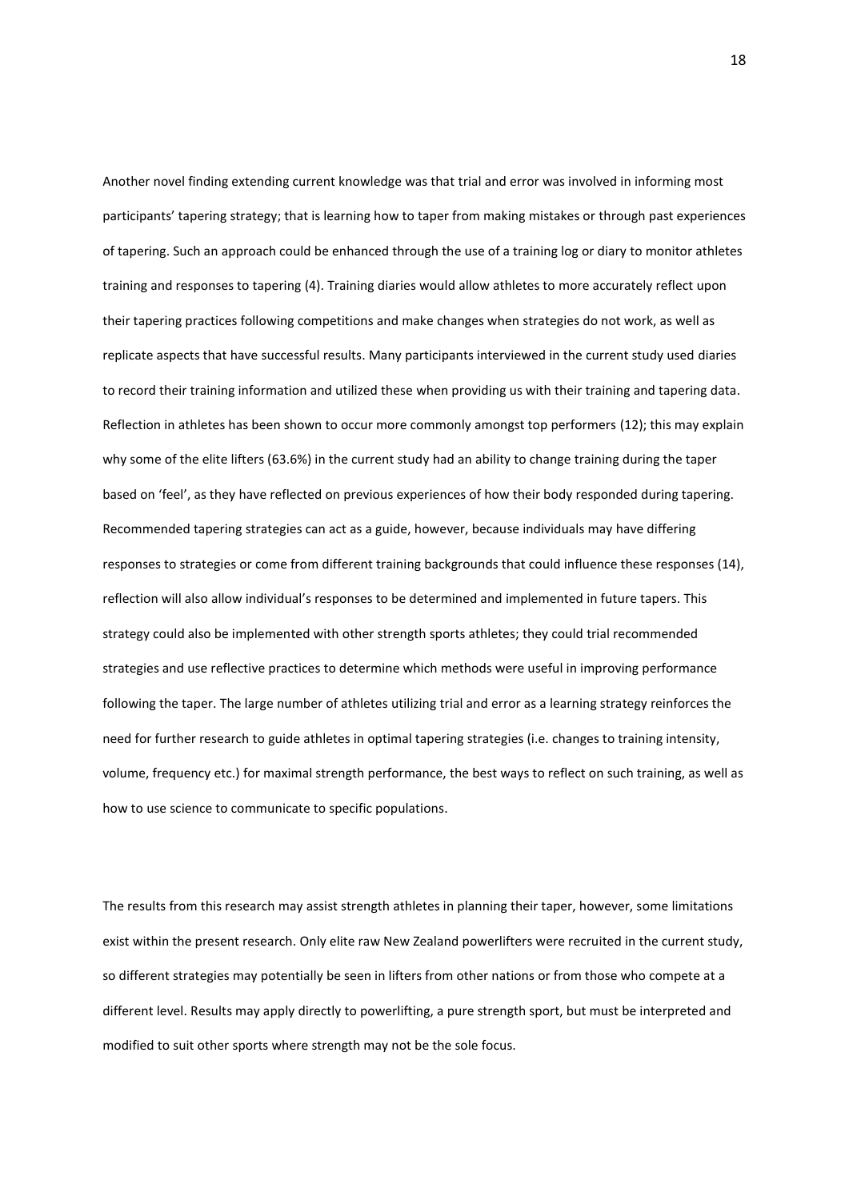Another novel finding extending current knowledge was that trial and error was involved in informing most participants' tapering strategy; that is learning how to taper from making mistakes or through past experiences of tapering. Such an approach could be enhanced through the use of a training log or diary to monitor athletes training and responses to tapering (4). Training diaries would allow athletes to more accurately reflect upon their tapering practices following competitions and make changes when strategies do not work, as well as replicate aspects that have successful results. Many participants interviewed in the current study used diaries to record their training information and utilized these when providing us with their training and tapering data. Reflection in athletes has been shown to occur more commonly amongst top performers (12); this may explain why some of the elite lifters (63.6%) in the current study had an ability to change training during the taper based on 'feel', as they have reflected on previous experiences of how their body responded during tapering. Recommended tapering strategies can act as a guide, however, because individuals may have differing responses to strategies or come from different training backgrounds that could influence these responses (14), reflection will also allow individual's responses to be determined and implemented in future tapers. This strategy could also be implemented with other strength sports athletes; they could trial recommended strategies and use reflective practices to determine which methods were useful in improving performance following the taper. The large number of athletes utilizing trial and error as a learning strategy reinforces the need for further research to guide athletes in optimal tapering strategies (i.e. changes to training intensity, volume, frequency etc.) for maximal strength performance, the best ways to reflect on such training, as well as how to use science to communicate to specific populations.

The results from this research may assist strength athletes in planning their taper, however, some limitations exist within the present research. Only elite raw New Zealand powerlifters were recruited in the current study, so different strategies may potentially be seen in lifters from other nations or from those who compete at a different level. Results may apply directly to powerlifting, a pure strength sport, but must be interpreted and modified to suit other sports where strength may not be the sole focus.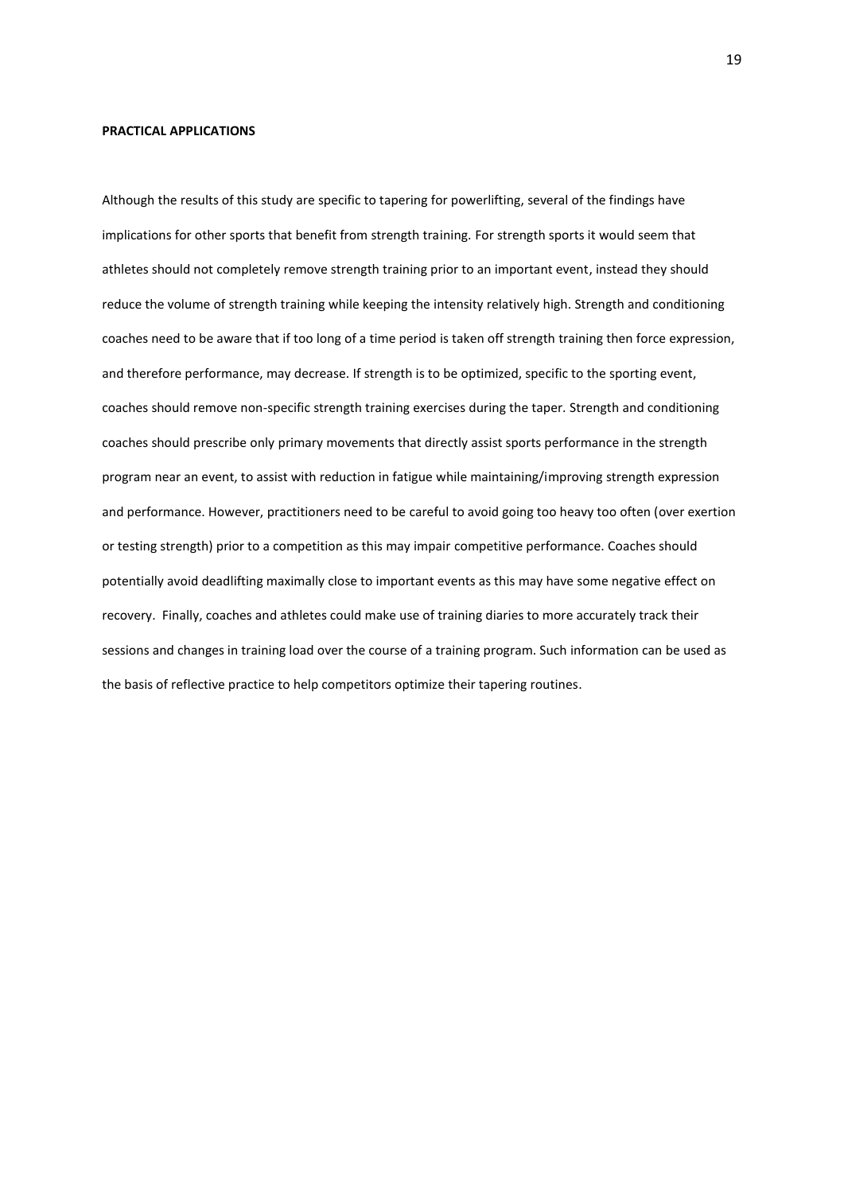**PRACTICAL APPLICATIONS**

Although the results of this study are specific to tapering for powerlifting, several of the findings have implications for other sports that benefit from strength training. For strength sports it would seem that athletes should not completely remove strength training prior to an important event, instead they should reduce the volume of strength training while keeping the intensity relatively high. Strength and conditioning coaches need to be aware that if too long of a time period is taken off strength training then force expression, and therefore performance, may decrease. If strength is to be optimized, specific to the sporting event, coaches should remove non-specific strength training exercises during the taper. Strength and conditioning coaches should prescribe only primary movements that directly assist sports performance in the strength program near an event, to assist with reduction in fatigue while maintaining/improving strength expression and performance. However, practitioners need to be careful to avoid going too heavy too often (over exertion or testing strength) prior to a competition as this may impair competitive performance. Coaches should potentially avoid deadlifting maximally close to important events as this may have some negative effect on recovery. Finally, coaches and athletes could make use of training diaries to more accurately track their sessions and changes in training load over the course of a training program. Such information can be used as the basis of reflective practice to help competitors optimize their tapering routines.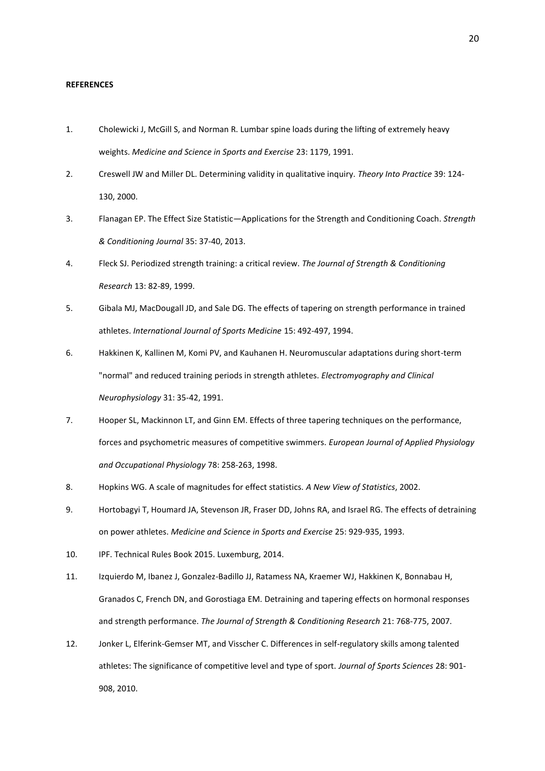**REFERENCES**

1. Cholewicki J, McGill S, and Norman R. Lumbar spine loads during the lifting of extremely heavy weights. *Medicine and Science in Sports and Exercise* 23: 1179, 1991.
2. Creswell JW and Miller DL. Determining validity in qualitative inquiry. *Theory Into Practice* 39: 124-130, 2000.
3. Flanagan EP. The Effect Size Statistic—Applications for the Strength and Conditioning Coach. *Strength & Conditioning Journal* 35: 37-40, 2013.
4. Fleck SJ. Periodized strength training: a critical review. *The Journal of Strength & Conditioning Research* 13: 82-89, 1999.
5. Gibala MJ, MacDougall JD, and Sale DG. The effects of tapering on strength performance in trained athletes. *International Journal of Sports Medicine* 15: 492-497, 1994.
6. Hakkinen K, Kallinen M, Komi PV, and Kauhanen H. Neuromuscular adaptations during short-term "normal" and reduced training periods in strength athletes. *Electromyography and Clinical Neurophysiology* 31: 35-42, 1991.
7. Hooper SL, Mackinnon LT, and Ginn EM. Effects of three tapering techniques on the performance, forces and psychometric measures of competitive swimmers. *European Journal of Applied Physiology and Occupational Physiology* 78: 258-263, 1998.
8. Hopkins WG. A scale of magnitudes for effect statistics. *A New View of Statistics*, 2002.
9. Hortobagyi T, Houmard JA, Stevenson JR, Fraser DD, Johns RA, and Israel RG. The effects of detraining on power athletes. *Medicine and Science in Sports and Exercise* 25: 929-935, 1993.
10. IPF. Technical Rules Book 2015. Luxemburg, 2014.
11. Izquierdo M, Ibanez J, Gonzalez-Badillo JJ, Ratamess NA, Kraemer WJ, Hakkinen K, Bonnabau H, Granados C, French DN, and Gorostiaga EM. Detraining and tapering effects on hormonal responses and strength performance. *The Journal of Strength & Conditioning Research* 21: 768-775, 2007.
12. Jonker L, Elferink-Gemser MT, and Visscher C. Differences in self-regulatory skills among talented athletes: The significance of competitive level and type of sport. *Journal of Sports Sciences* 28: 901-908, 2010.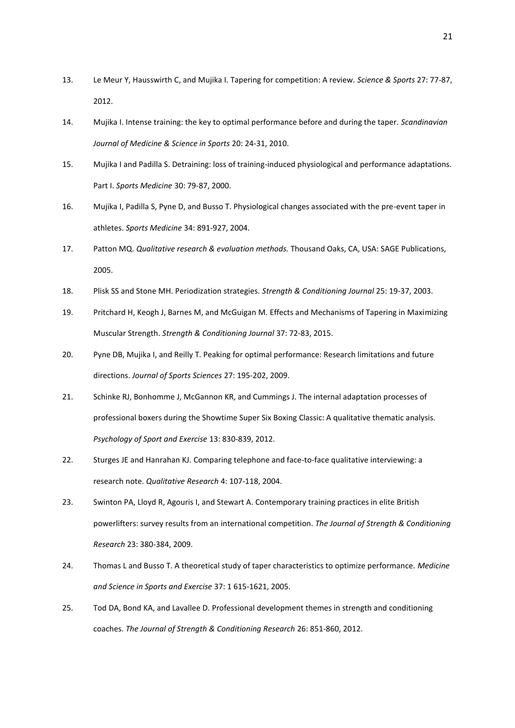13. Le Meur Y, Hausswirth C, and Mujika I. Tapering for competition: A review. *Science & Sports* 27: 77-87, 2012.

14. Mujika I. Intense training: the key to optimal performance before and during the taper. *Scandinavian Journal of Medicine & Science in Sports* 20: 24-31, 2010.

15. Mujika I and Padilla S. Detraining: loss of training-induced physiological and performance adaptations. Part I. *Sports Medicine* 30: 79-87, 2000.

16. Mujika I, Padilla S, Pyne D, and Busso T. Physiological changes associated with the pre-event taper in athletes. *Sports Medicine* 34: 891-927, 2004.

17. Patton MQ. *Qualitative research & evaluation methods.* Thousand Oaks, CA, USA: SAGE Publications, 2005.

18. Plisk SS and Stone MH. Periodization strategies. *Strength & Conditioning Journal* 25: 19-37, 2003.

19. Pritchard H, Keogh J, Barnes M, and McGuigan M. Effects and Mechanisms of Tapering in Maximizing Muscular Strength. *Strength & Conditioning Journal* 37: 72-83, 2015.

20. Pyne DB, Mujika I, and Reilly T. Peaking for optimal performance: Research limitations and future directions. *Journal of Sports Sciences* 27: 195-202, 2009.

21. Schinke RJ, Bonhomme J, McGannon KR, and Cummings J. The internal adaptation processes of professional boxers during the Showtime Super Six Boxing Classic: A qualitative thematic analysis. *Psychology of Sport and Exercise* 13: 830-839, 2012.

22. Sturges JE and Hanrahan KJ. Comparing telephone and face-to-face qualitative interviewing: a research note. *Qualitative Research* 4: 107-118, 2004.

23. Swinton PA, Lloyd R, Agouris I, and Stewart A. Contemporary training practices in elite British powerlifters: survey results from an international competition. *The Journal of Strength & Conditioning Research* 23: 380-384, 2009.

24. Thomas L and Busso T. A theoretical study of taper characteristics to optimize performance. *Medicine and Science in Sports and Exercise* 37: 1 615-1621, 2005.

25. Tod DA, Bond KA, and Lavallee D. Professional development themes in strength and conditioning coaches. *The Journal of Strength & Conditioning Research* 26: 851-860, 2012.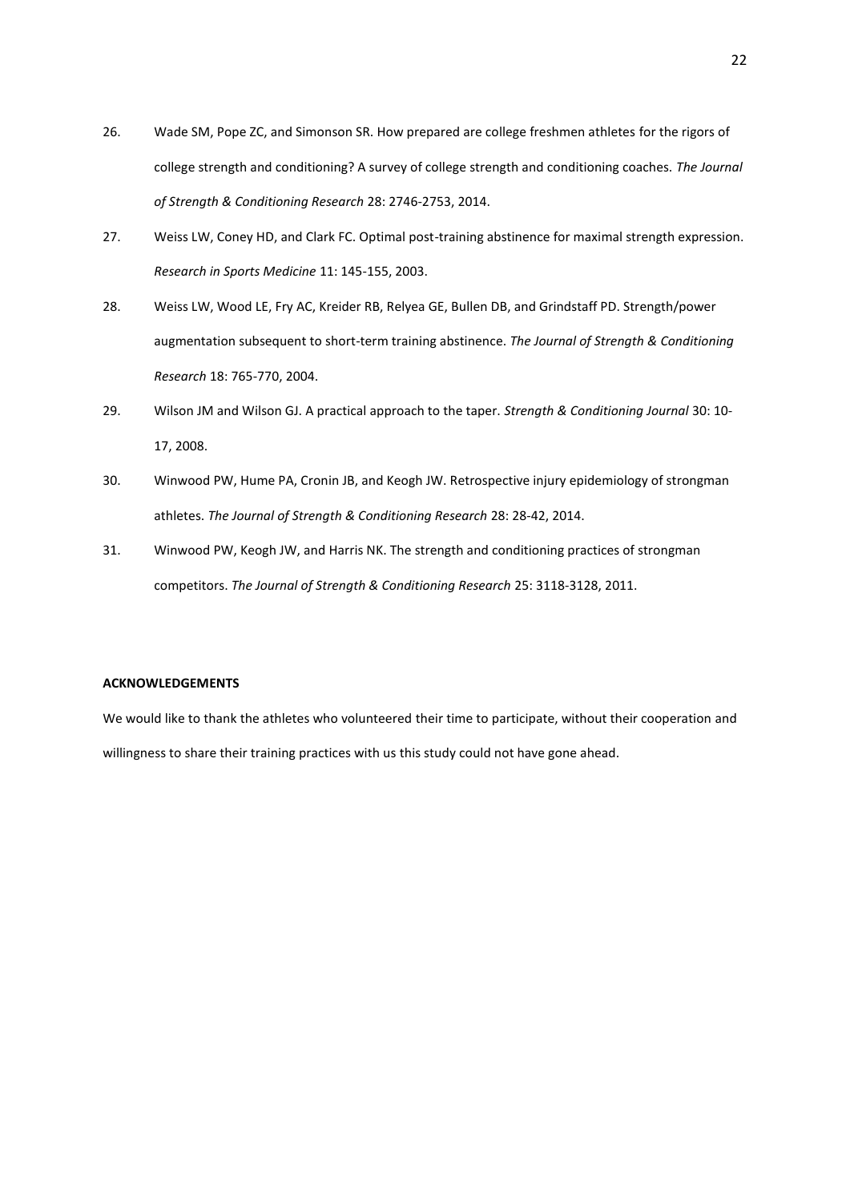26. Wade SM, Pope ZC, and Simonson SR. How prepared are college freshmen athletes for the rigors of college strength and conditioning? A survey of college strength and conditioning coaches. *The Journal of Strength & Conditioning Research* 28: 2746-2753, 2014.
27. Weiss LW, Coney HD, and Clark FC. Optimal post-training abstinence for maximal strength expression. *Research in Sports Medicine* 11: 145-155, 2003.
28. Weiss LW, Wood LE, Fry AC, Kreider RB, Relyea GE, Bullen DB, and Grindstaff PD. Strength/power augmentation subsequent to short-term training abstinence. *The Journal of Strength & Conditioning Research* 18: 765-770, 2004.
29. Wilson JM and Wilson GJ. A practical approach to the taper. *Strength & Conditioning Journal* 30: 10-17, 2008.
30. Winwood PW, Hume PA, Cronin JB, and Keogh JW. Retrospective injury epidemiology of strongman athletes. *The Journal of Strength & Conditioning Research* 28: 28-42, 2014.
31. Winwood PW, Keogh JW, and Harris NK. The strength and conditioning practices of strongman competitors. *The Journal of Strength & Conditioning Research* 25: 3118-3128, 2011.

**ACKNOWLEDGEMENTS**

We would like to thank the athletes who volunteered their time to participate, without their cooperation and willingness to share their training practices with us this study could not have gone ahead.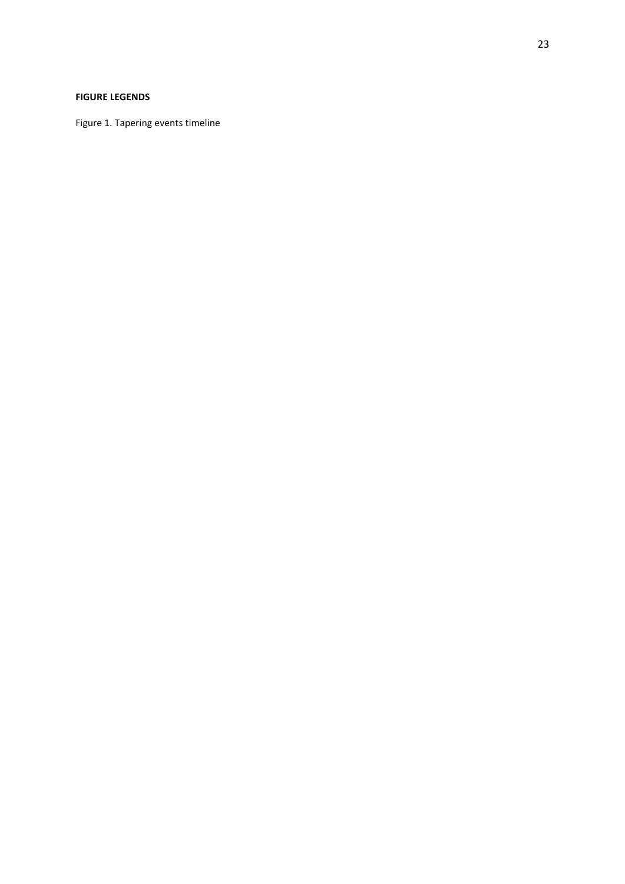**FIGURE LEGENDS**

Figure 1. Tapering events timeline